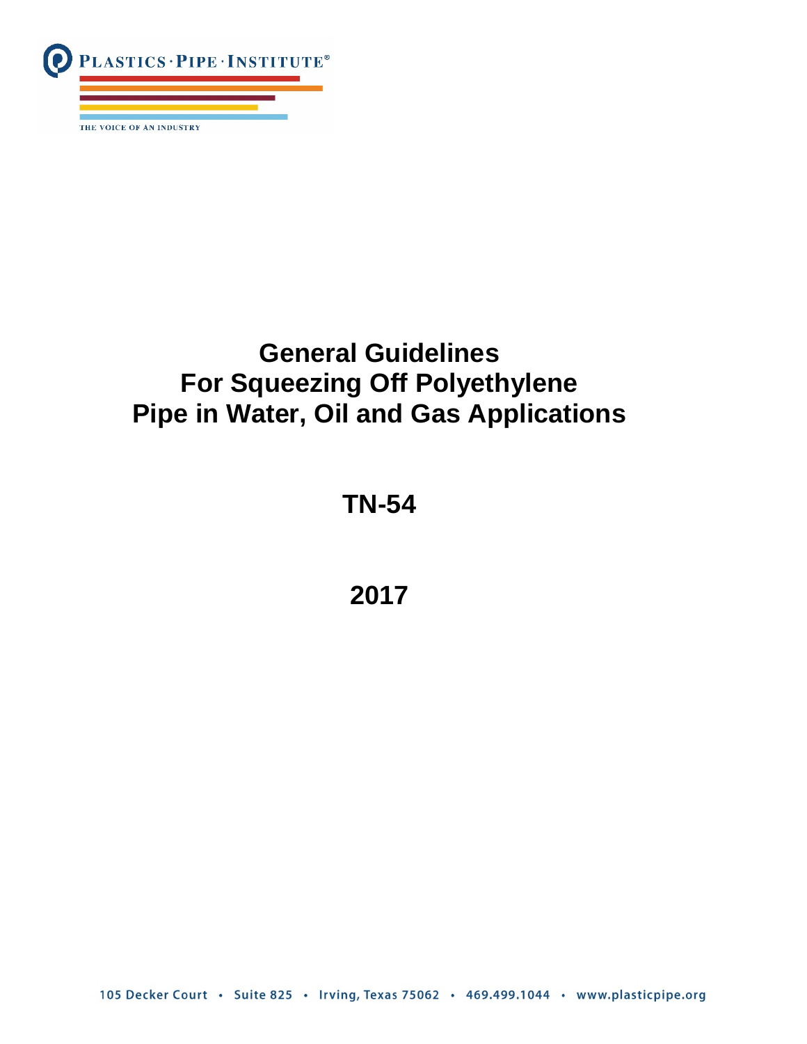PLASTICS · PIPE · INSTITUTE®

THE VOICE OF AN INDUSTRY

# General Guidelines For Squeezing Off Polyethylene Pipe in Water, Oil and Gas Applications

## TN-54

## 2017

105 Decker Court • Suite 825 • Irving, Texas 75062 • 469.499.1044 • www.plasticpipe.org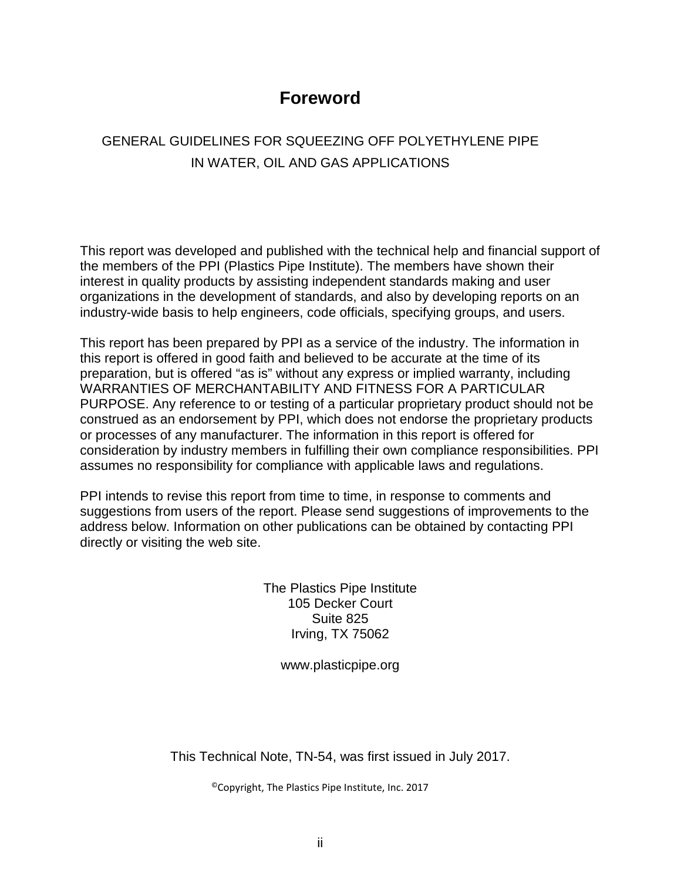# Foreword

GENERAL GUIDELINES FOR SQUEEZING OFF POLYETHYLENE PIPE
IN WATER, OIL AND GAS APPLICATIONS

This report was developed and published with the technical help and financial support of the members of the PPI (Plastics Pipe Institute). The members have shown their interest in quality products by assisting independent standards making and user organizations in the development of standards, and also by developing reports on an industry-wide basis to help engineers, code officials, specifying groups, and users.

This report has been prepared by PPI as a service of the industry. The information in this report is offered in good faith and believed to be accurate at the time of its preparation, but is offered "as is" without any express or implied warranty, including WARRANTIES OF MERCHANTABILITY AND FITNESS FOR A PARTICULAR PURPOSE. Any reference to or testing of a particular proprietary product should not be construed as an endorsement by PPI, which does not endorse the proprietary products or processes of any manufacturer. The information in this report is offered for consideration by industry members in fulfilling their own compliance responsibilities. PPI assumes no responsibility for compliance with applicable laws and regulations.

PPI intends to revise this report from time to time, in response to comments and suggestions from users of the report. Please send suggestions of improvements to the address below. Information on other publications can be obtained by contacting PPI directly or visiting the web site.

The Plastics Pipe Institute
105 Decker Court
Suite 825
Irving, TX 75062

www.plasticpipe.org

This Technical Note, TN-54, was first issued in July 2017.

©Copyright, The Plastics Pipe Institute, Inc. 2017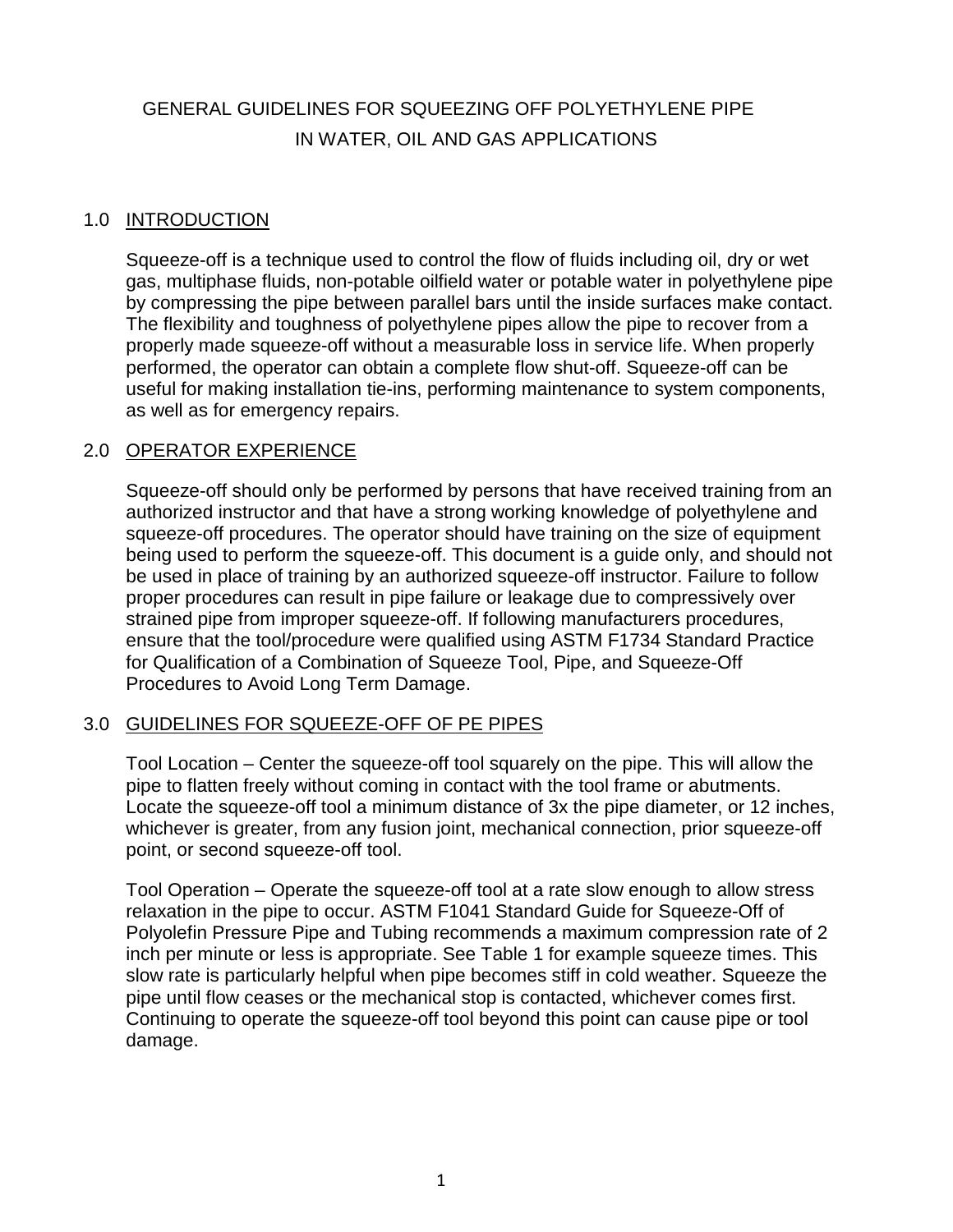# GENERAL GUIDELINES FOR SQUEEZING OFF POLYETHYLENE PIPE IN WATER, OIL AND GAS APPLICATIONS

## 1.0 INTRODUCTION

Squeeze-off is a technique used to control the flow of fluids including oil, dry or wet gas, multiphase fluids, non-potable oilfield water or potable water in polyethylene pipe by compressing the pipe between parallel bars until the inside surfaces make contact. The flexibility and toughness of polyethylene pipes allow the pipe to recover from a properly made squeeze-off without a measurable loss in service life. When properly performed, the operator can obtain a complete flow shut-off. Squeeze-off can be useful for making installation tie-ins, performing maintenance to system components, as well as for emergency repairs.

## 2.0 OPERATOR EXPERIENCE

Squeeze-off should only be performed by persons that have received training from an authorized instructor and that have a strong working knowledge of polyethylene and squeeze-off procedures. The operator should have training on the size of equipment being used to perform the squeeze-off. This document is a guide only, and should not be used in place of training by an authorized squeeze-off instructor. Failure to follow proper procedures can result in pipe failure or leakage due to compressively over strained pipe from improper squeeze-off. If following manufacturers procedures, ensure that the tool/procedure were qualified using ASTM F1734 Standard Practice for Qualification of a Combination of Squeeze Tool, Pipe, and Squeeze-Off Procedures to Avoid Long Term Damage.

## 3.0 GUIDELINES FOR SQUEEZE-OFF OF PE PIPES

Tool Location – Center the squeeze-off tool squarely on the pipe. This will allow the pipe to flatten freely without coming in contact with the tool frame or abutments. Locate the squeeze-off tool a minimum distance of 3x the pipe diameter, or 12 inches, whichever is greater, from any fusion joint, mechanical connection, prior squeeze-off point, or second squeeze-off tool.

Tool Operation – Operate the squeeze-off tool at a rate slow enough to allow stress relaxation in the pipe to occur. ASTM F1041 Standard Guide for Squeeze-Off of Polyolefin Pressure Pipe and Tubing recommends a maximum compression rate of 2 inch per minute or less is appropriate. See Table 1 for example squeeze times. This slow rate is particularly helpful when pipe becomes stiff in cold weather. Squeeze the pipe until flow ceases or the mechanical stop is contacted, whichever comes first. Continuing to operate the squeeze-off tool beyond this point can cause pipe or tool damage.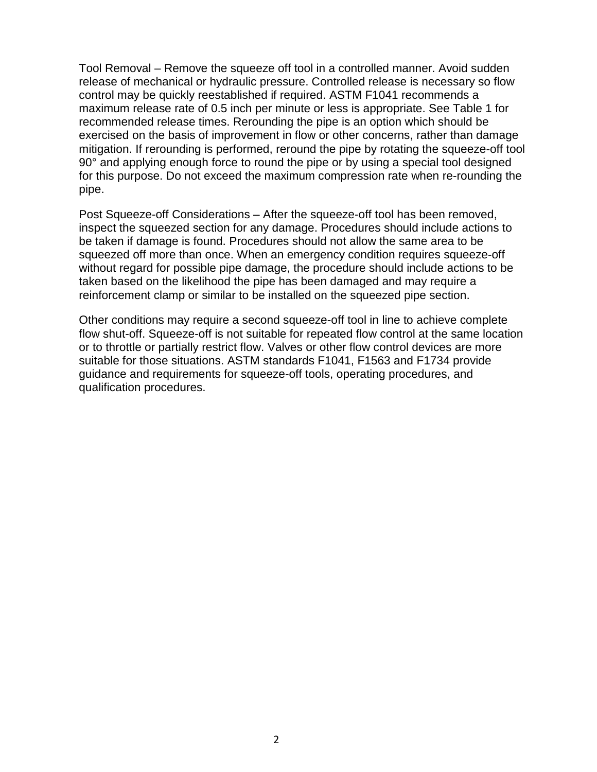Tool Removal – Remove the squeeze off tool in a controlled manner. Avoid sudden release of mechanical or hydraulic pressure. Controlled release is necessary so flow control may be quickly reestablished if required. ASTM F1041 recommends a maximum release rate of 0.5 inch per minute or less is appropriate. See Table 1 for recommended release times. Rerounding the pipe is an option which should be exercised on the basis of improvement in flow or other concerns, rather than damage mitigation. If rerounding is performed, reround the pipe by rotating the squeeze-off tool 90° and applying enough force to round the pipe or by using a special tool designed for this purpose. Do not exceed the maximum compression rate when re-rounding the pipe.

Post Squeeze-off Considerations – After the squeeze-off tool has been removed, inspect the squeezed section for any damage. Procedures should include actions to be taken if damage is found. Procedures should not allow the same area to be squeezed off more than once. When an emergency condition requires squeeze-off without regard for possible pipe damage, the procedure should include actions to be taken based on the likelihood the pipe has been damaged and may require a reinforcement clamp or similar to be installed on the squeezed pipe section.

Other conditions may require a second squeeze-off tool in line to achieve complete flow shut-off. Squeeze-off is not suitable for repeated flow control at the same location or to throttle or partially restrict flow. Valves or other flow control devices are more suitable for those situations. ASTM standards F1041, F1563 and F1734 provide guidance and requirements for squeeze-off tools, operating procedures, and qualification procedures.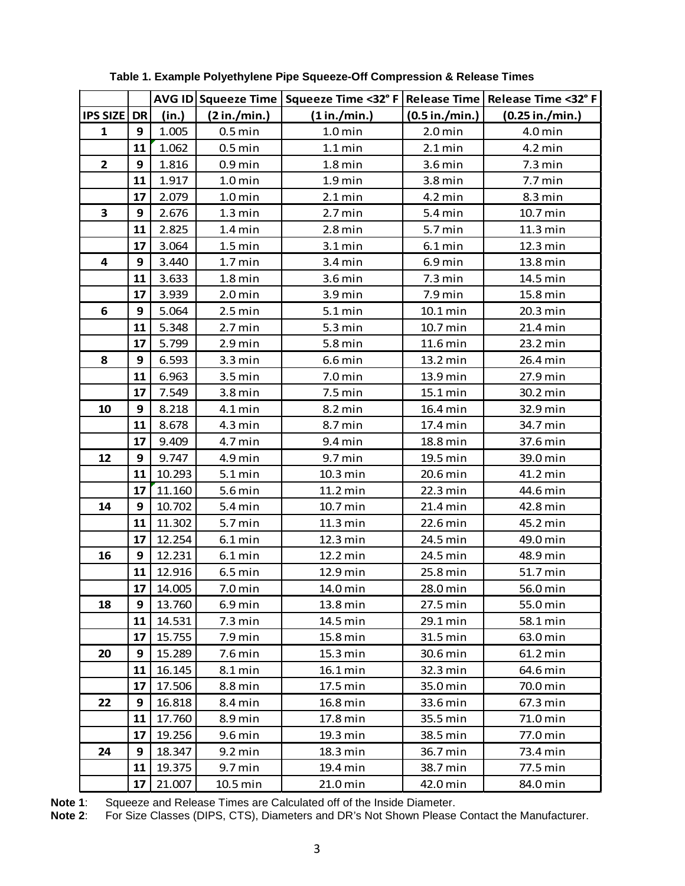**Table 1. Example Polyethylene Pipe Squeeze-Off Compression & Release Times**

| | | AVG ID | Squeeze Time | Squeeze Time <32° F | Release Time | Release Time <32° F |
|---|---|---|---|---|---|---|
| IPS SIZE | DR | (in.) | (2 in./min.) | (1 in./min.) | (0.5 in./min.) | (0.25 in./min.) |
| 1 | 9 | 1.005 | 0.5 min | 1.0 min | 2.0 min | 4.0 min |
| | 11 | 1.062 | 0.5 min | 1.1 min | 2.1 min | 4.2 min |
| 2 | 9 | 1.816 | 0.9 min | 1.8 min | 3.6 min | 7.3 min |
| | 11 | 1.917 | 1.0 min | 1.9 min | 3.8 min | 7.7 min |
| | 17 | 2.079 | 1.0 min | 2.1 min | 4.2 min | 8.3 min |
| 3 | 9 | 2.676 | 1.3 min | 2.7 min | 5.4 min | 10.7 min |
| | 11 | 2.825 | 1.4 min | 2.8 min | 5.7 min | 11.3 min |
| | 17 | 3.064 | 1.5 min | 3.1 min | 6.1 min | 12.3 min |
| 4 | 9 | 3.440 | 1.7 min | 3.4 min | 6.9 min | 13.8 min |
| | 11 | 3.633 | 1.8 min | 3.6 min | 7.3 min | 14.5 min |
| | 17 | 3.939 | 2.0 min | 3.9 min | 7.9 min | 15.8 min |
| 6 | 9 | 5.064 | 2.5 min | 5.1 min | 10.1 min | 20.3 min |
| | 11 | 5.348 | 2.7 min | 5.3 min | 10.7 min | 21.4 min |
| | 17 | 5.799 | 2.9 min | 5.8 min | 11.6 min | 23.2 min |
| 8 | 9 | 6.593 | 3.3 min | 6.6 min | 13.2 min | 26.4 min |
| | 11 | 6.963 | 3.5 min | 7.0 min | 13.9 min | 27.9 min |
| | 17 | 7.549 | 3.8 min | 7.5 min | 15.1 min | 30.2 min |
| 10 | 9 | 8.218 | 4.1 min | 8.2 min | 16.4 min | 32.9 min |
| | 11 | 8.678 | 4.3 min | 8.7 min | 17.4 min | 34.7 min |
| | 17 | 9.409 | 4.7 min | 9.4 min | 18.8 min | 37.6 min |
| 12 | 9 | 9.747 | 4.9 min | 9.7 min | 19.5 min | 39.0 min |
| | 11 | 10.293 | 5.1 min | 10.3 min | 20.6 min | 41.2 min |
| | 17 | 11.160 | 5.6 min | 11.2 min | 22.3 min | 44.6 min |
| 14 | 9 | 10.702 | 5.4 min | 10.7 min | 21.4 min | 42.8 min |
| | 11 | 11.302 | 5.7 min | 11.3 min | 22.6 min | 45.2 min |
| | 17 | 12.254 | 6.1 min | 12.3 min | 24.5 min | 49.0 min |
| 16 | 9 | 12.231 | 6.1 min | 12.2 min | 24.5 min | 48.9 min |
| | 11 | 12.916 | 6.5 min | 12.9 min | 25.8 min | 51.7 min |
| | 17 | 14.005 | 7.0 min | 14.0 min | 28.0 min | 56.0 min |
| 18 | 9 | 13.760 | 6.9 min | 13.8 min | 27.5 min | 55.0 min |
| | 11 | 14.531 | 7.3 min | 14.5 min | 29.1 min | 58.1 min |
| | 17 | 15.755 | 7.9 min | 15.8 min | 31.5 min | 63.0 min |
| 20 | 9 | 15.289 | 7.6 min | 15.3 min | 30.6 min | 61.2 min |
| | 11 | 16.145 | 8.1 min | 16.1 min | 32.3 min | 64.6 min |
| | 17 | 17.506 | 8.8 min | 17.5 min | 35.0 min | 70.0 min |
| 22 | 9 | 16.818 | 8.4 min | 16.8 min | 33.6 min | 67.3 min |
| | 11 | 17.760 | 8.9 min | 17.8 min | 35.5 min | 71.0 min |
| | 17 | 19.256 | 9.6 min | 19.3 min | 38.5 min | 77.0 min |
| 24 | 9 | 18.347 | 9.2 min | 18.3 min | 36.7 min | 73.4 min |
| | 11 | 19.375 | 9.7 min | 19.4 min | 38.7 min | 77.5 min |
| | 17 | 21.007 | 10.5 min | 21.0 min | 42.0 min | 84.0 min |

**Note 1**: Squeeze and Release Times are Calculated off of the Inside Diameter.
**Note 2**: For Size Classes (DIPS, CTS), Diameters and DR's Not Shown Please Contact the Manufacturer.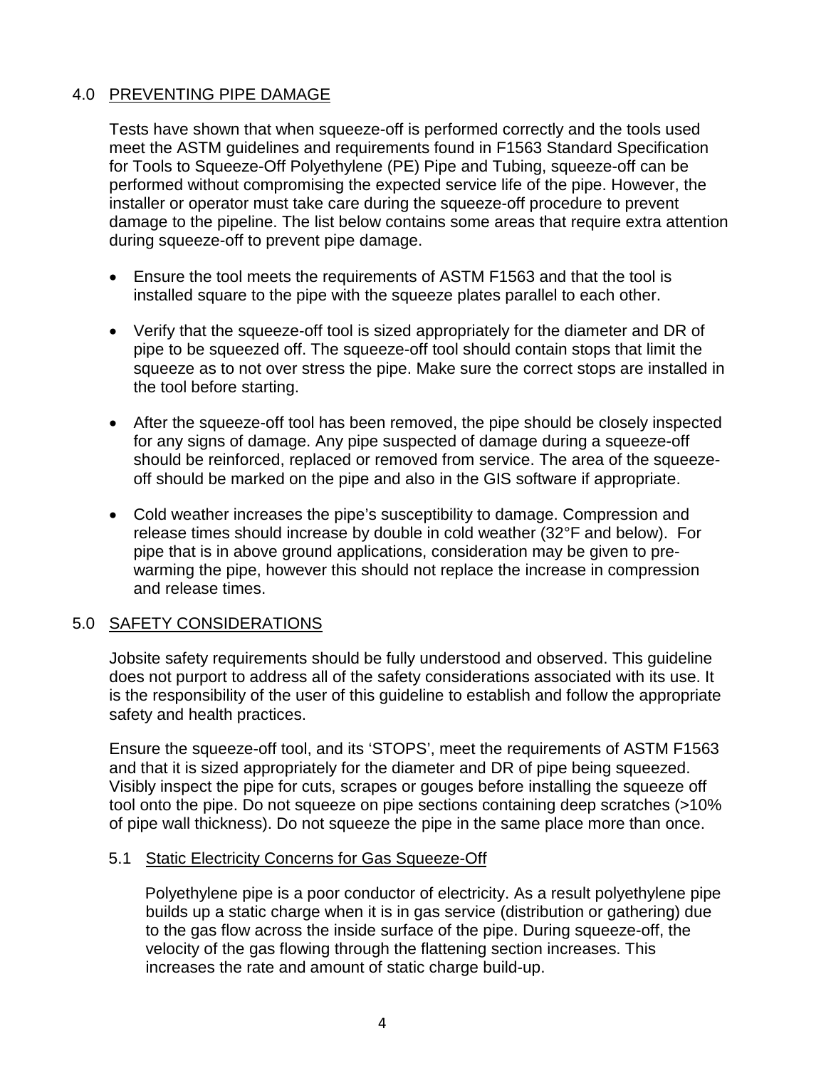## 4.0 PREVENTING PIPE DAMAGE

Tests have shown that when squeeze-off is performed correctly and the tools used meet the ASTM guidelines and requirements found in F1563 Standard Specification for Tools to Squeeze-Off Polyethylene (PE) Pipe and Tubing, squeeze-off can be performed without compromising the expected service life of the pipe. However, the installer or operator must take care during the squeeze-off procedure to prevent damage to the pipeline. The list below contains some areas that require extra attention during squeeze-off to prevent pipe damage.

- Ensure the tool meets the requirements of ASTM F1563 and that the tool is installed square to the pipe with the squeeze plates parallel to each other.
- Verify that the squeeze-off tool is sized appropriately for the diameter and DR of pipe to be squeezed off. The squeeze-off tool should contain stops that limit the squeeze as to not over stress the pipe. Make sure the correct stops are installed in the tool before starting.
- After the squeeze-off tool has been removed, the pipe should be closely inspected for any signs of damage. Any pipe suspected of damage during a squeeze-off should be reinforced, replaced or removed from service. The area of the squeeze-off should be marked on the pipe and also in the GIS software if appropriate.
- Cold weather increases the pipe's susceptibility to damage. Compression and release times should increase by double in cold weather (32°F and below). For pipe that is in above ground applications, consideration may be given to pre-warming the pipe, however this should not replace the increase in compression and release times.

## 5.0 SAFETY CONSIDERATIONS

Jobsite safety requirements should be fully understood and observed. This guideline does not purport to address all of the safety considerations associated with its use. It is the responsibility of the user of this guideline to establish and follow the appropriate safety and health practices.

Ensure the squeeze-off tool, and its 'STOPS', meet the requirements of ASTM F1563 and that it is sized appropriately for the diameter and DR of pipe being squeezed. Visibly inspect the pipe for cuts, scrapes or gouges before installing the squeeze off tool onto the pipe. Do not squeeze on pipe sections containing deep scratches (>10% of pipe wall thickness). Do not squeeze the pipe in the same place more than once.

### 5.1 Static Electricity Concerns for Gas Squeeze-Off

Polyethylene pipe is a poor conductor of electricity. As a result polyethylene pipe builds up a static charge when it is in gas service (distribution or gathering) due to the gas flow across the inside surface of the pipe. During squeeze-off, the velocity of the gas flowing through the flattening section increases. This increases the rate and amount of static charge build-up.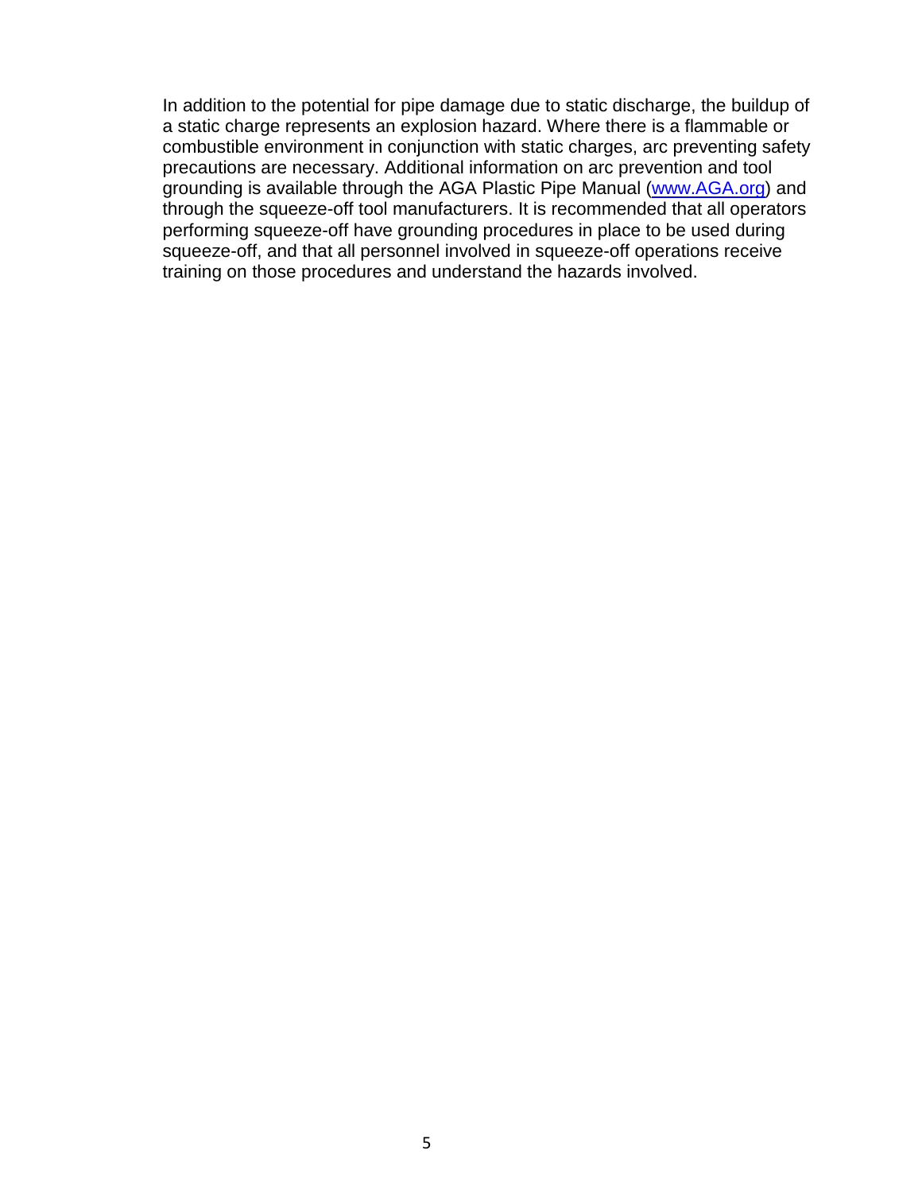In addition to the potential for pipe damage due to static discharge, the buildup of a static charge represents an explosion hazard. Where there is a flammable or combustible environment in conjunction with static charges, arc preventing safety precautions are necessary. Additional information on arc prevention and tool grounding is available through the AGA Plastic Pipe Manual ([www.AGA.org](http://www.AGA.org)) and through the squeeze-off tool manufacturers. It is recommended that all operators performing squeeze-off have grounding procedures in place to be used during squeeze-off, and that all personnel involved in squeeze-off operations receive training on those procedures and understand the hazards involved.